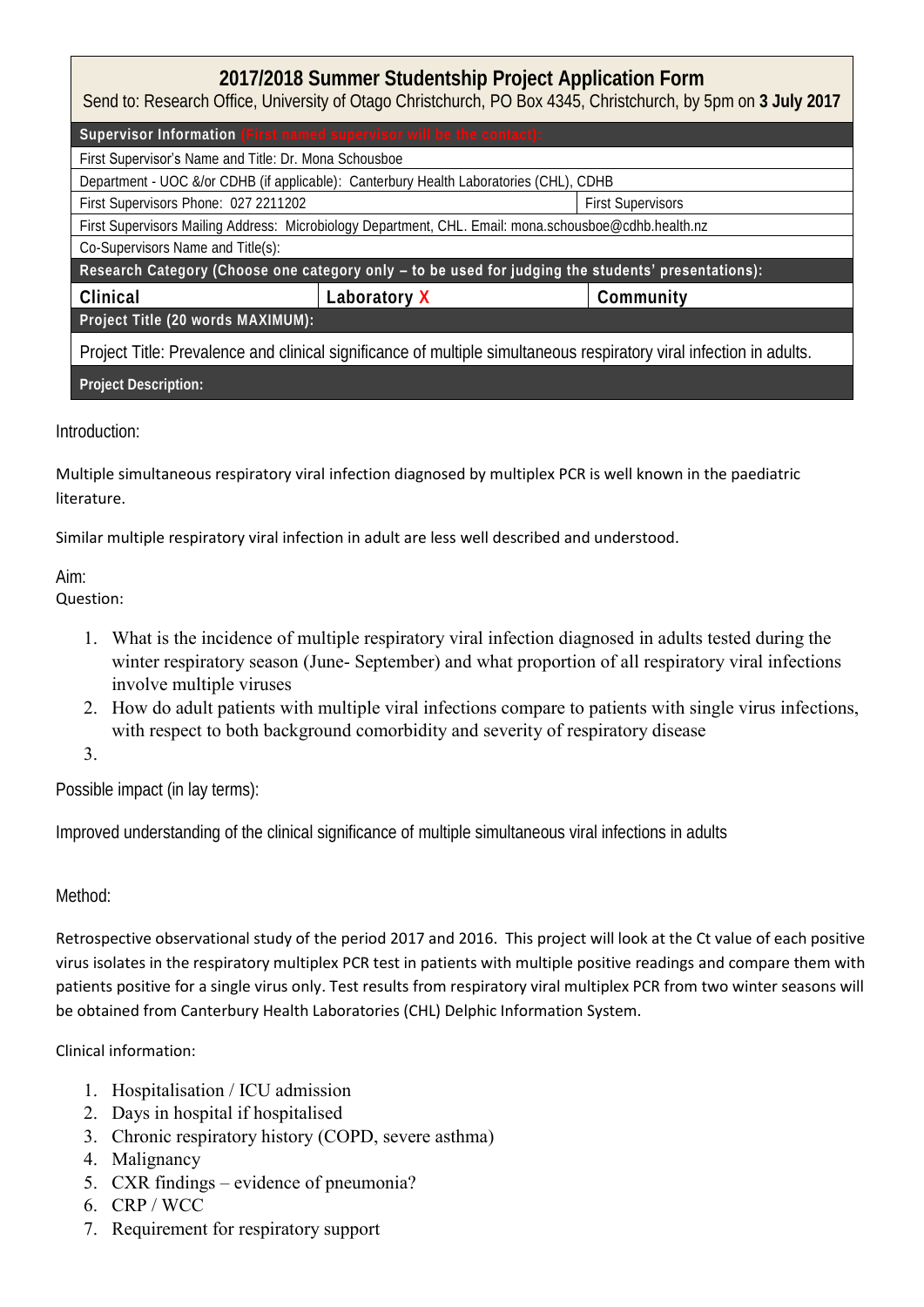# 2017/2018 Summer Studentship Project Application Form

Send to: Research Office, University of Otago Christchurch, PO Box 4345, Christchurch, by 5pm on **3 July 2017**

| **Supervisor Information** (First named supervisor will be the contact): | | |
|---|---|---|
| First Supervisor's Name and Title: Dr. Mona Schousboe | | |
| Department - UOC &/or CDHB (if applicable): Canterbury Health Laboratories (CHL), CDHB | | |
| First Supervisors Phone: 027 2211202 | | First Supervisors |
| First Supervisors Mailing Address: Microbiology Department, CHL. Email: mona.schousboe@cdhb.health.nz | | |
| Co-Supervisors Name and Title(s): | | |
| **Research Category (Choose one category only – to be used for judging the students' presentations):** | | |
| **Clinical** | **Laboratory X** | **Community** |
| **Project Title (20 words MAXIMUM):** | | |
| Project Title: Prevalence and clinical significance of multiple simultaneous respiratory viral infection in adults. | | |
| **Project Description:** | | |

Introduction:

Multiple simultaneous respiratory viral infection diagnosed by multiplex PCR is well known in the paediatric literature.

Similar multiple respiratory viral infection in adult are less well described and understood.

Aim:
Question:

1. What is the incidence of multiple respiratory viral infection diagnosed in adults tested during the winter respiratory season (June- September) and what proportion of all respiratory viral infections involve multiple viruses
2. How do adult patients with multiple viral infections compare to patients with single virus infections, with respect to both background comorbidity and severity of respiratory disease
3.

Possible impact (in lay terms):

Improved understanding of the clinical significance of multiple simultaneous viral infections in adults

Method:

Retrospective observational study of the period 2017 and 2016. This project will look at the Ct value of each positive virus isolates in the respiratory multiplex PCR test in patients with multiple positive readings and compare them with patients positive for a single virus only. Test results from respiratory viral multiplex PCR from two winter seasons will be obtained from Canterbury Health Laboratories (CHL) Delphic Information System.

Clinical information:

1. Hospitalisation / ICU admission
2. Days in hospital if hospitalised
3. Chronic respiratory history (COPD, severe asthma)
4. Malignancy
5. CXR findings – evidence of pneumonia?
6. CRP / WCC
7. Requirement for respiratory support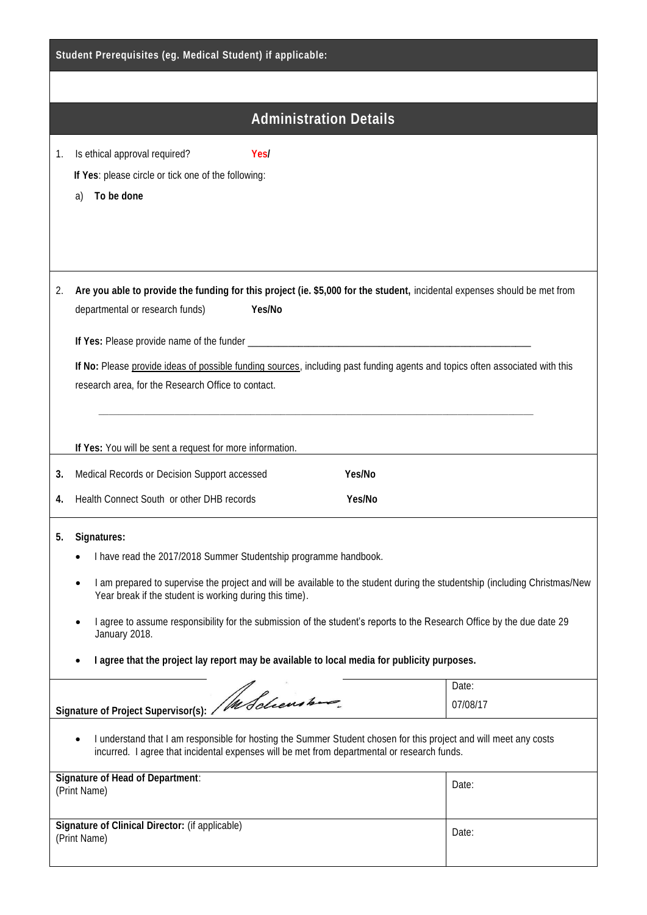**Student Prerequisites (eg. Medical Student) if applicable:**

## Administration Details

1. Is ethical approval required? **Yes/**

   **If Yes**: please circle or tick one of the following:

   a) **To be done**

2. **Are you able to provide the funding for this project (ie. $5,000 for the student,** incidental expenses should be met from departmental or research funds) **Yes/No**

   **If Yes:** Please provide name of the funder ________________________________________________

   **If No:** Please provide ideas of possible funding sources, including past funding agents and topics often associated with this research area, for the Research Office to contact.

   ________________________________________________________________________

   **If Yes:** You will be sent a request for more information.

**3.** Medical Records or Decision Support accessed **Yes/No**

**4.** Health Connect South or other DHB records **Yes/No**

**5. Signatures:**

- I have read the 2017/2018 Summer Studentship programme handbook.
- I am prepared to supervise the project and will be available to the student during the studentship (including Christmas/New Year break if the student is working during this time).
- I agree to assume responsibility for the submission of the student's reports to the Research Office by the due date 29 January 2018.
- **I agree that the project lay report may be available to local media for publicity purposes.**

| | |
|---|---|
| **Signature of Project Supervisor(s):** | Date: 07/08/17 |

- I understand that I am responsible for hosting the Summer Student chosen for this project and will meet any costs incurred. I agree that incidental expenses will be met from departmental or research funds.

| | |
|---|---|
| **Signature of Head of Department**: (Print Name) | Date: |
| **Signature of Clinical Director:** (if applicable) (Print Name) | Date: |